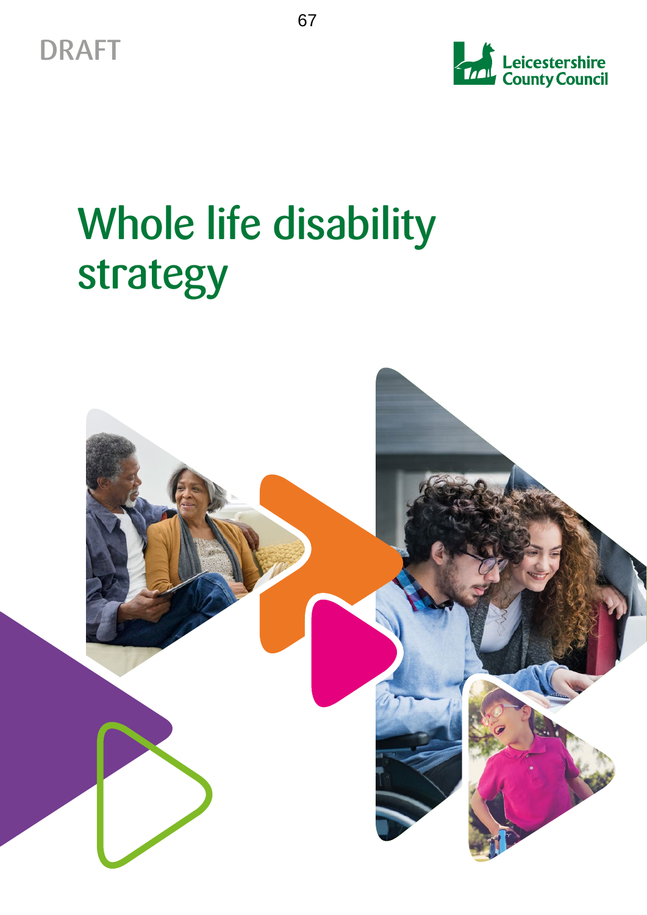DRAFT

Leicestershire County Council

# Whole life disability strategy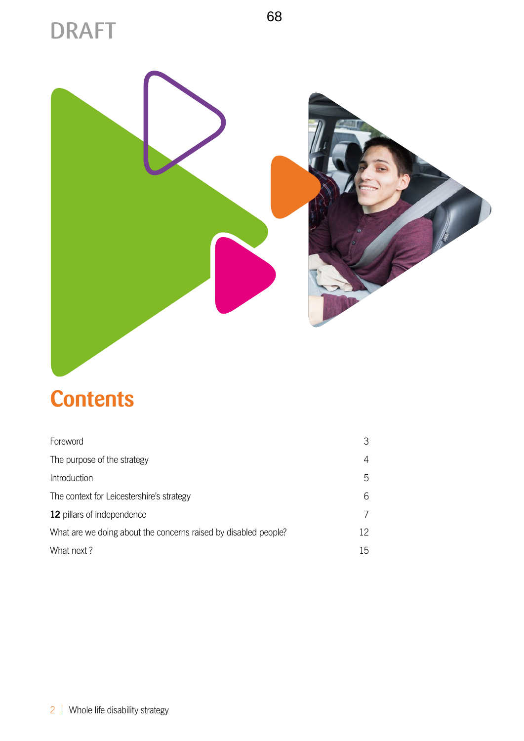DRAFT

# Contents

| | |
|---|---|
| Foreword | 3 |
| The purpose of the strategy | 4 |
| Introduction | 5 |
| The context for Leicestershire's strategy | 6 |
| **12** pillars of independence | 7 |
| What are we doing about the concerns raised by disabled people? | 12 |
| What next ? | 15 |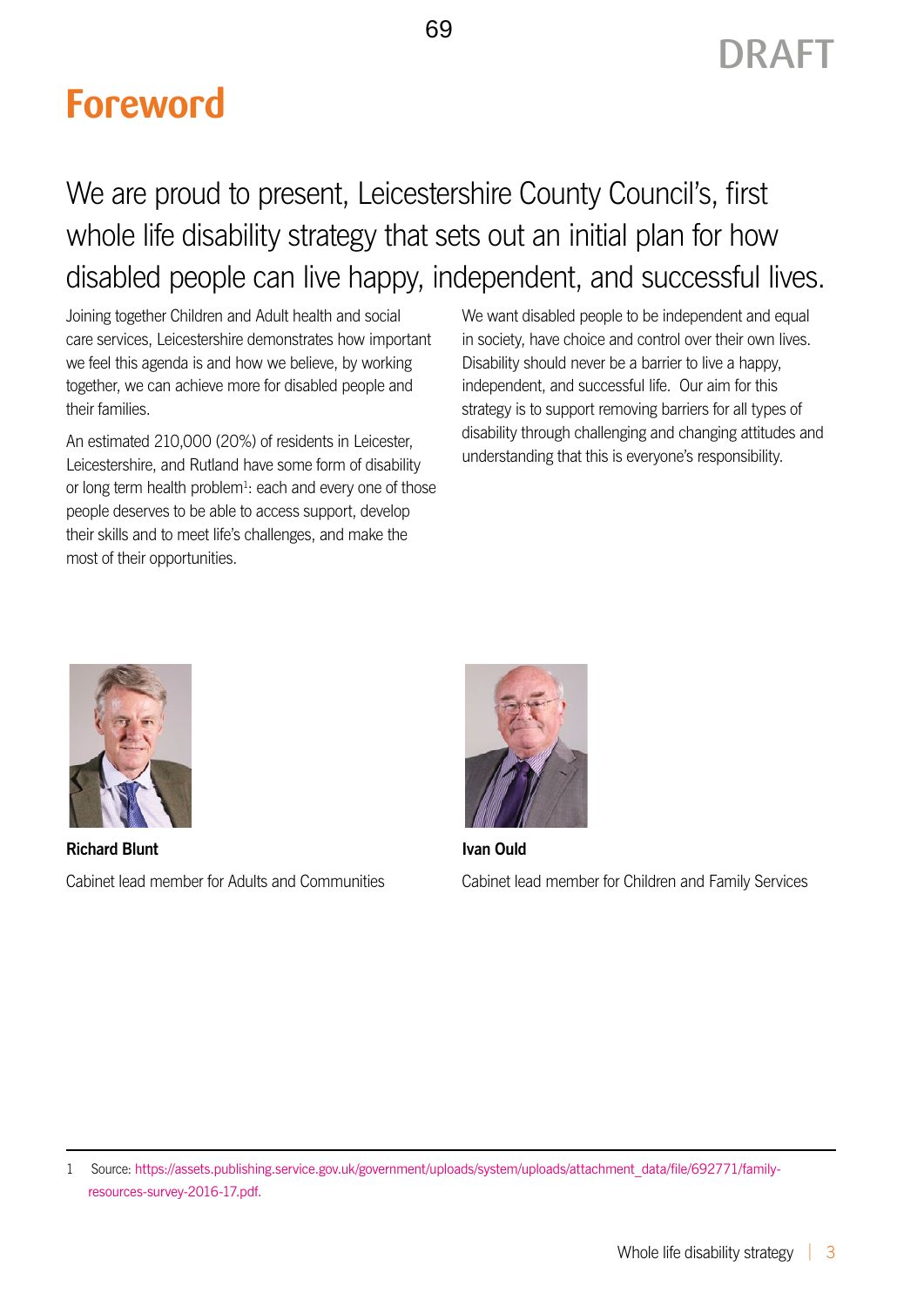DRAFT

# Foreword

## We are proud to present, Leicestershire County Council's, first whole life disability strategy that sets out an initial plan for how disabled people can live happy, independent, and successful lives.

Joining together Children and Adult health and social care services, Leicestershire demonstrates how important we feel this agenda is and how we believe, by working together, we can achieve more for disabled people and their families.

An estimated 210,000 (20%) of residents in Leicester, Leicestershire, and Rutland have some form of disability or long term health problem[1]: each and every one of those people deserves to be able to access support, develop their skills and to meet life's challenges, and make the most of their opportunities.

We want disabled people to be independent and equal in society, have choice and control over their own lives. Disability should never be a barrier to live a happy, independent, and successful life. Our aim for this strategy is to support removing barriers for all types of disability through challenging and changing attitudes and understanding that this is everyone's responsibility.

**Richard Blunt**

Cabinet lead member for Adults and Communities

**Ivan Ould**

Cabinet lead member for Children and Family Services

---

1 Source: https://assets.publishing.service.gov.uk/government/uploads/system/uploads/attachment_data/file/692771/family-resources-survey-2016-17.pdf.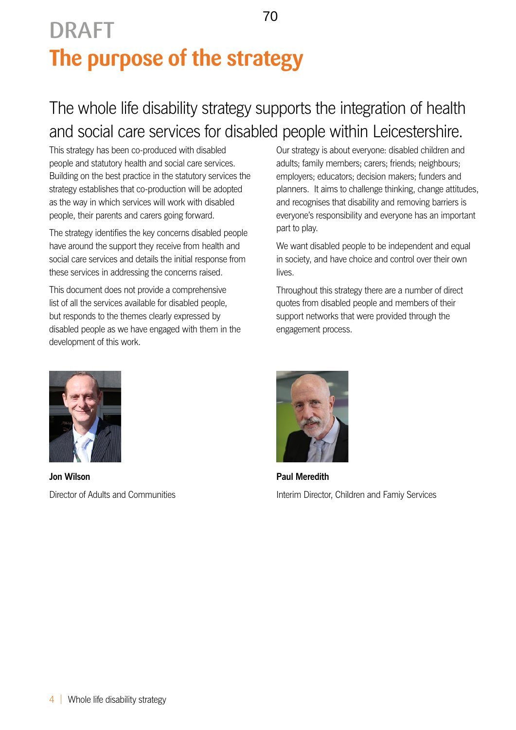DRAFT

# The purpose of the strategy

## The whole life disability strategy supports the integration of health and social care services for disabled people within Leicestershire.

This strategy has been co-produced with disabled people and statutory health and social care services. Building on the best practice in the statutory services the strategy establishes that co-production will be adopted as the way in which services will work with disabled people, their parents and carers going forward.

The strategy identifies the key concerns disabled people have around the support they receive from health and social care services and details the initial response from these services in addressing the concerns raised.

This document does not provide a comprehensive list of all the services available for disabled people, but responds to the themes clearly expressed by disabled people as we have engaged with them in the development of this work.

Our strategy is about everyone: disabled children and adults; family members; carers; friends; neighbours; employers; educators; decision makers; funders and planners. It aims to challenge thinking, change attitudes, and recognises that disability and removing barriers is everyone's responsibility and everyone has an important part to play.

We want disabled people to be independent and equal in society, and have choice and control over their own lives.

Throughout this strategy there are a number of direct quotes from disabled people and members of their support networks that were provided through the engagement process.

**Jon Wilson**

Director of Adults and Communities

**Paul Meredith**

Interim Director, Children and Famiy Services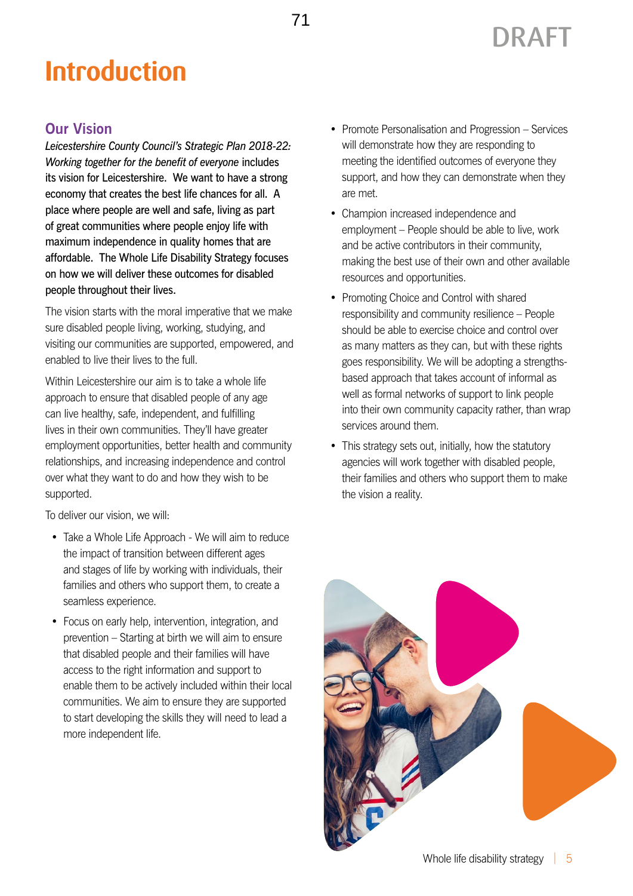# Introduction

## Our Vision

*Leicestershire County Council's Strategic Plan 2018-22: Working together for the benefit of everyone* includes its vision for Leicestershire. We want to have a strong economy that creates the best life chances for all. A place where people are well and safe, living as part of great communities where people enjoy life with maximum independence in quality homes that are affordable. The Whole Life Disability Strategy focuses on how we will deliver these outcomes for disabled people throughout their lives.

The vision starts with the moral imperative that we make sure disabled people living, working, studying, and visiting our communities are supported, empowered, and enabled to live their lives to the full.

Within Leicestershire our aim is to take a whole life approach to ensure that disabled people of any age can live healthy, safe, independent, and fulfilling lives in their own communities. They'll have greater employment opportunities, better health and community relationships, and increasing independence and control over what they want to do and how they wish to be supported.

To deliver our vision, we will:

- Take a Whole Life Approach - We will aim to reduce the impact of transition between different ages and stages of life by working with individuals, their families and others who support them, to create a seamless experience.
- Focus on early help, intervention, integration, and prevention – Starting at birth we will aim to ensure that disabled people and their families will have access to the right information and support to enable them to be actively included within their local communities. We aim to ensure they are supported to start developing the skills they will need to lead a more independent life.
- Promote Personalisation and Progression – Services will demonstrate how they are responding to meeting the identified outcomes of everyone they support, and how they can demonstrate when they are met.
- Champion increased independence and employment – People should be able to live, work and be active contributors in their community, making the best use of their own and other available resources and opportunities.
- Promoting Choice and Control with shared responsibility and community resilience – People should be able to exercise choice and control over as many matters as they can, but with these rights goes responsibility. We will be adopting a strengths-based approach that takes account of informal as well as formal networks of support to link people into their own community capacity rather, than wrap services around them.
- This strategy sets out, initially, how the statutory agencies will work together with disabled people, their families and others who support them to make the vision a reality.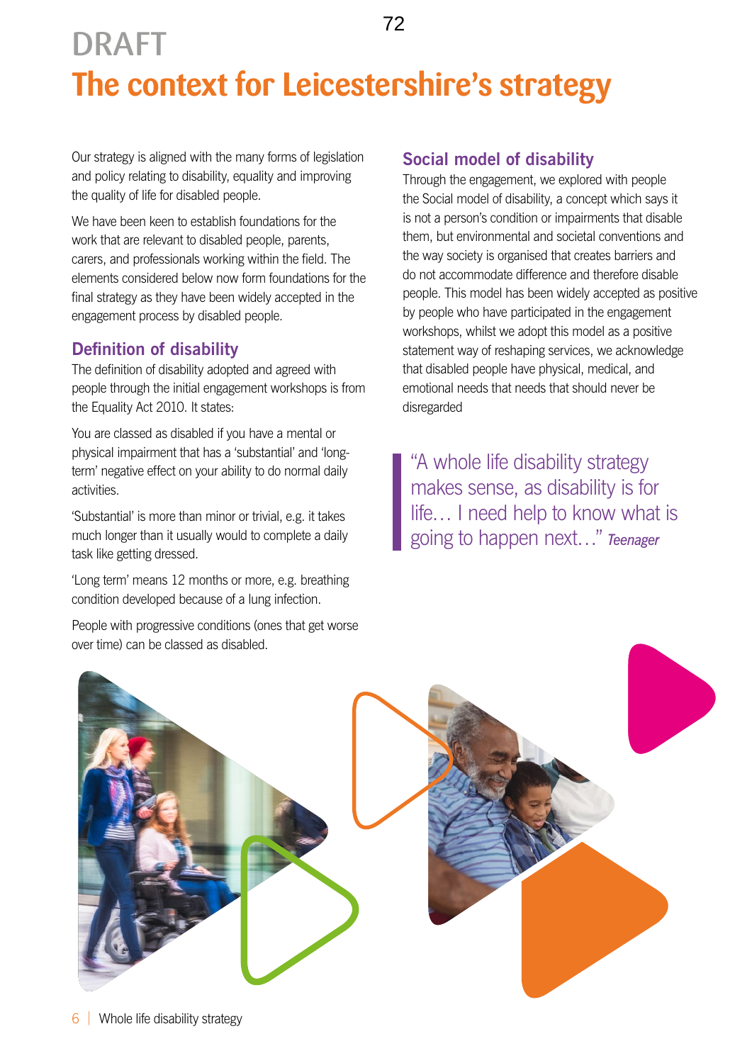DRAFT

# The context for Leicestershire's strategy

Our strategy is aligned with the many forms of legislation and policy relating to disability, equality and improving the quality of life for disabled people.

We have been keen to establish foundations for the work that are relevant to disabled people, parents, carers, and professionals working within the field. The elements considered below now form foundations for the final strategy as they have been widely accepted in the engagement process by disabled people.

## Definition of disability

The definition of disability adopted and agreed with people through the initial engagement workshops is from the Equality Act 2010. It states:

You are classed as disabled if you have a mental or physical impairment that has a 'substantial' and 'long-term' negative effect on your ability to do normal daily activities.

'Substantial' is more than minor or trivial, e.g. it takes much longer than it usually would to complete a daily task like getting dressed.

'Long term' means 12 months or more, e.g. breathing condition developed because of a lung infection.

People with progressive conditions (ones that get worse over time) can be classed as disabled.

## Social model of disability

Through the engagement, we explored with people the Social model of disability, a concept which says it is not a person's condition or impairments that disable them, but environmental and societal conventions and the way society is organised that creates barriers and do not accommodate difference and therefore disable people. This model has been widely accepted as positive by people who have participated in the engagement workshops, whilst we adopt this model as a positive statement way of reshaping services, we acknowledge that disabled people have physical, medical, and emotional needs that needs that should never be disregarded

> "A whole life disability strategy makes sense, as disability is for life… I need help to know what is going to happen next…" ***Teenager***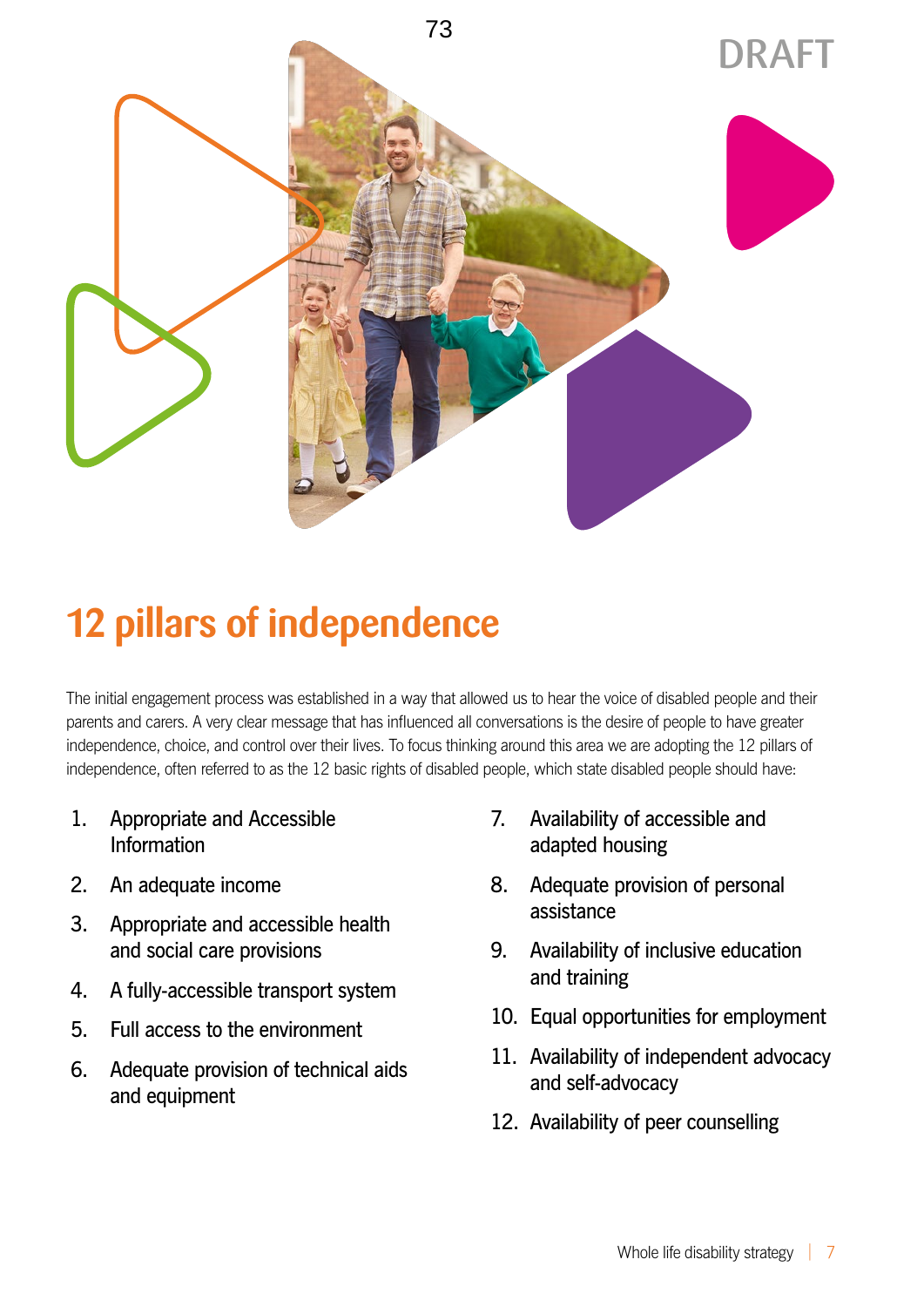DRAFT

# 12 pillars of independence

The initial engagement process was established in a way that allowed us to hear the voice of disabled people and their parents and carers. A very clear message that has influenced all conversations is the desire of people to have greater independence, choice, and control over their lives. To focus thinking around this area we are adopting the 12 pillars of independence, often referred to as the 12 basic rights of disabled people, which state disabled people should have:

1. Appropriate and Accessible Information
2. An adequate income
3. Appropriate and accessible health and social care provisions
4. A fully-accessible transport system
5. Full access to the environment
6. Adequate provision of technical aids and equipment
7. Availability of accessible and adapted housing
8. Adequate provision of personal assistance
9. Availability of inclusive education and training
10. Equal opportunities for employment
11. Availability of independent advocacy and self-advocacy
12. Availability of peer counselling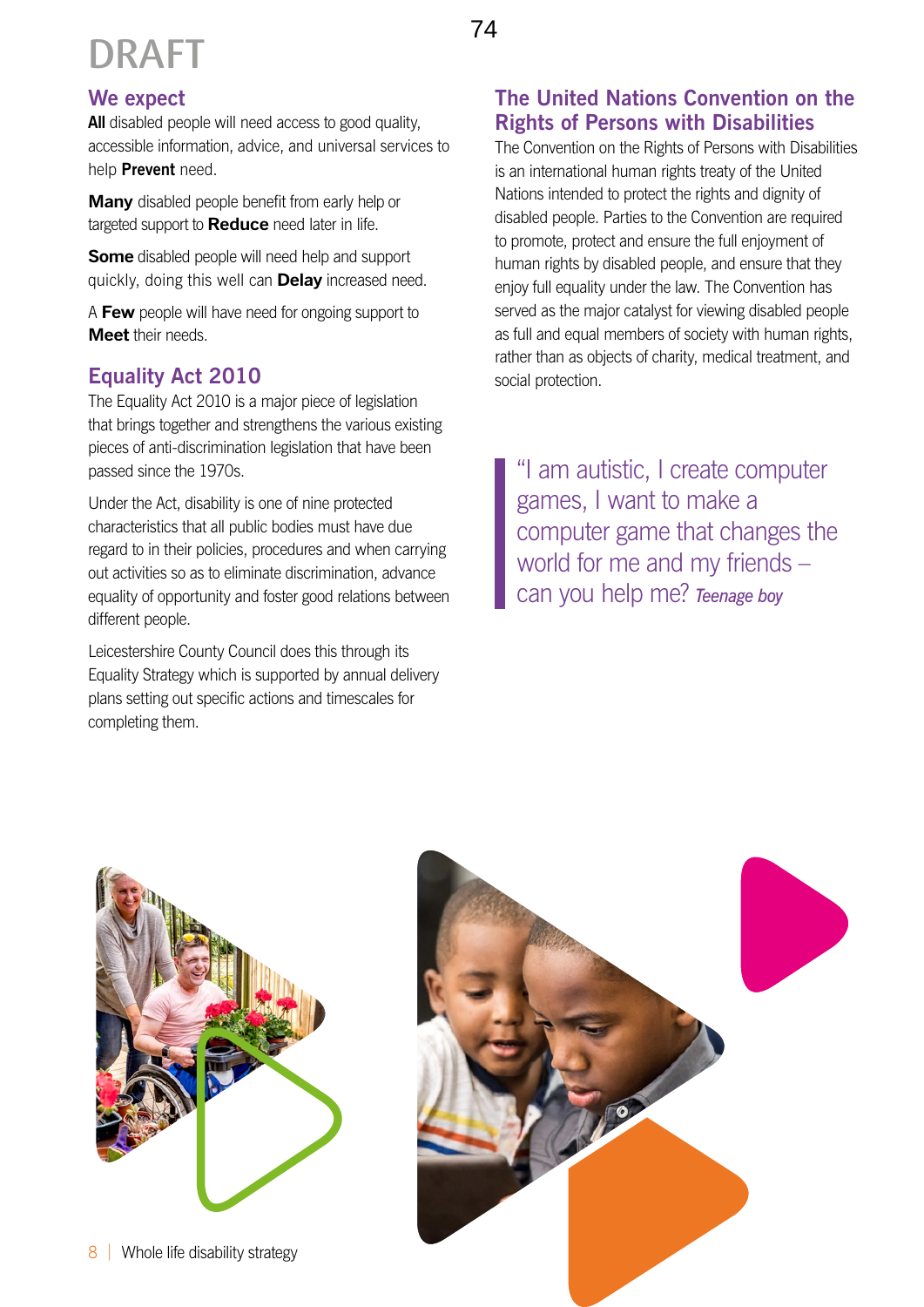DRAFT

## We expect

**All** disabled people will need access to good quality, accessible information, advice, and universal services to help **Prevent** need.

**Many** disabled people benefit from early help or targeted support to **Reduce** need later in life.

**Some** disabled people will need help and support quickly, doing this well can **Delay** increased need.

A **Few** people will have need for ongoing support to **Meet** their needs.

## Equality Act 2010

The Equality Act 2010 is a major piece of legislation that brings together and strengthens the various existing pieces of anti-discrimination legislation that have been passed since the 1970s.

Under the Act, disability is one of nine protected characteristics that all public bodies must have due regard to in their policies, procedures and when carrying out activities so as to eliminate discrimination, advance equality of opportunity and foster good relations between different people.

Leicestershire County Council does this through its Equality Strategy which is supported by annual delivery plans setting out specific actions and timescales for completing them.

## The United Nations Convention on the Rights of Persons with Disabilities

The Convention on the Rights of Persons with Disabilities is an international human rights treaty of the United Nations intended to protect the rights and dignity of disabled people. Parties to the Convention are required to promote, protect and ensure the full enjoyment of human rights by disabled people, and ensure that they enjoy full equality under the law. The Convention has served as the major catalyst for viewing disabled people as full and equal members of society with human rights, rather than as objects of charity, medical treatment, and social protection.

> "I am autistic, I create computer games, I want to make a computer game that changes the world for me and my friends – can you help me? *Teenage boy*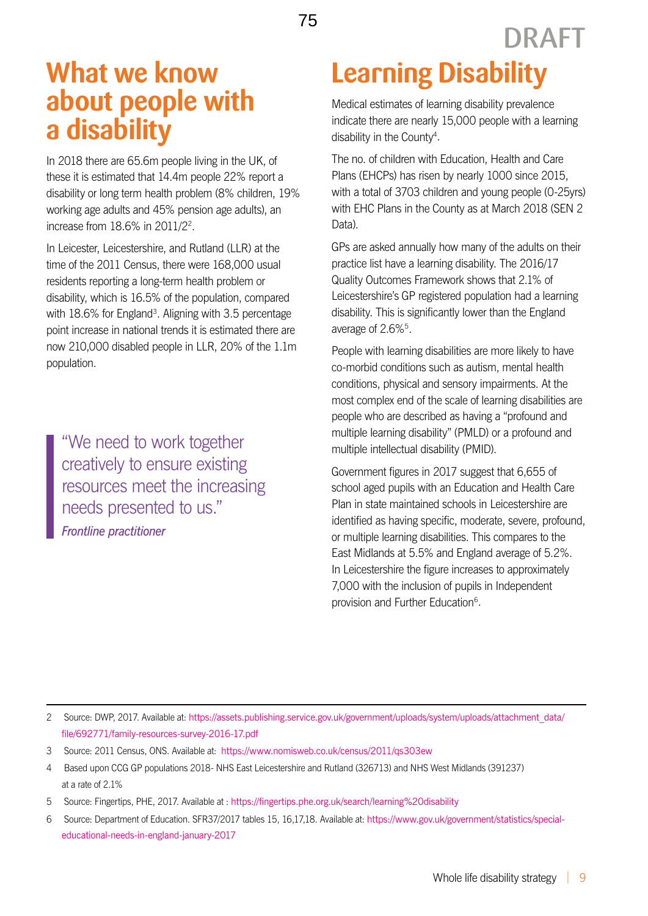# What we know about people with a disability

In 2018 there are 65.6m people living in the UK, of these it is estimated that 14.4m people 22% report a disability or long term health problem (8% children, 19% working age adults and 45% pension age adults), an increase from 18.6% in 2011/2[2].

In Leicester, Leicestershire, and Rutland (LLR) at the time of the 2011 Census, there were 168,000 usual residents reporting a long-term health problem or disability, which is 16.5% of the population, compared with 18.6% for England[3]. Aligning with 3.5 percentage point increase in national trends it is estimated there are now 210,000 disabled people in LLR, 20% of the 1.1m population.

> "We need to work together creatively to ensure existing resources meet the increasing needs presented to us."
>
> *Frontline practitioner*

# Learning Disability

Medical estimates of learning disability prevalence indicate there are nearly 15,000 people with a learning disability in the County[4].

The no. of children with Education, Health and Care Plans (EHCPs) has risen by nearly 1000 since 2015, with a total of 3703 children and young people (0-25yrs) with EHC Plans in the County as at March 2018 (SEN 2 Data).

GPs are asked annually how many of the adults on their practice list have a learning disability. The 2016/17 Quality Outcomes Framework shows that 2.1% of Leicestershire's GP registered population had a learning disability. This is significantly lower than the England average of 2.6%[5].

People with learning disabilities are more likely to have co-morbid conditions such as autism, mental health conditions, physical and sensory impairments. At the most complex end of the scale of learning disabilities are people who are described as having a "profound and multiple learning disability" (PMLD) or a profound and multiple intellectual disability (PMID).

Government figures in 2017 suggest that 6,655 of school aged pupils with an Education and Health Care Plan in state maintained schools in Leicestershire are identified as having specific, moderate, severe, profound, or multiple learning disabilities. This compares to the East Midlands at 5.5% and England average of 5.2%. In Leicestershire the figure increases to approximately 7,000 with the inclusion of pupils in Independent provision and Further Education[6].

---

2 Source: DWP, 2017. Available at: https://assets.publishing.service.gov.uk/government/uploads/system/uploads/attachment_data/file/692771/family-resources-survey-2016-17.pdf

3 Source: 2011 Census, ONS. Available at: https://www.nomisweb.co.uk/census/2011/qs303ew

4 Based upon CCG GP populations 2018- NHS East Leicestershire and Rutland (326713) and NHS West Midlands (391237) at a rate of 2.1%

5 Source: Fingertips, PHE, 2017. Available at : https://fingertips.phe.org.uk/search/learning%20disability

6 Source: Department of Education. SFR37/2017 tables 15, 16,17,18. Available at: https://www.gov.uk/government/statistics/special-educational-needs-in-england-january-2017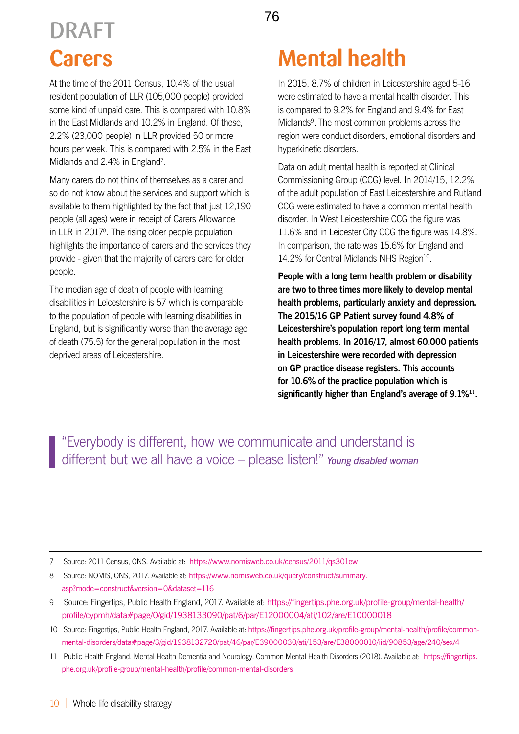DRAFT

## Carers

At the time of the 2011 Census, 10.4% of the usual resident population of LLR (105,000 people) provided some kind of unpaid care. This is compared with 10.8% in the East Midlands and 10.2% in England. Of these, 2.2% (23,000 people) in LLR provided 50 or more hours per week. This is compared with 2.5% in the East Midlands and 2.4% in England[7].

Many carers do not think of themselves as a carer and so do not know about the services and support which is available to them highlighted by the fact that just 12,190 people (all ages) were in receipt of Carers Allowance in LLR in 2017[8]. The rising older people population highlights the importance of carers and the services they provide - given that the majority of carers care for older people.

The median age of death of people with learning disabilities in Leicestershire is 57 which is comparable to the population of people with learning disabilities in England, but is significantly worse than the average age of death (75.5) for the general population in the most deprived areas of Leicestershire.

## Mental health

In 2015, 8.7% of children in Leicestershire aged 5-16 were estimated to have a mental health disorder. This is compared to 9.2% for England and 9.4% for East Midlands[9]. The most common problems across the region were conduct disorders, emotional disorders and hyperkinetic disorders.

Data on adult mental health is reported at Clinical Commissioning Group (CCG) level. In 2014/15, 12.2% of the adult population of East Leicestershire and Rutland CCG were estimated to have a common mental health disorder. In West Leicestershire CCG the figure was 11.6% and in Leicester City CCG the figure was 14.8%. In comparison, the rate was 15.6% for England and 14.2% for Central Midlands NHS Region[10].

**People with a long term health problem or disability are two to three times more likely to develop mental health problems, particularly anxiety and depression. The 2015/16 GP Patient survey found 4.8% of Leicestershire's population report long term mental health problems. In 2016/17, almost 60,000 patients in Leicestershire were recorded with depression on GP practice disease registers. This accounts for 10.6% of the practice population which is significantly higher than England's average of 9.1%[11].**

> "Everybody is different, how we communicate and understand is different but we all have a voice – please listen!" *Young disabled woman*

---

7 Source: 2011 Census, ONS. Available at: https://www.nomisweb.co.uk/census/2011/qs301ew

8 Source: NOMIS, ONS, 2017. Available at: https://www.nomisweb.co.uk/query/construct/summary.asp?mode=construct&version=0&dataset=116

9 Source: Fingertips, Public Health England, 2017. Available at: https://fingertips.phe.org.uk/profile-group/mental-health/profile/cypmh/data#page/0/gid/1938133090/pat/6/par/E12000004/ati/102/are/E10000018

10 Source: Fingertips, Public Health England, 2017. Available at: https://fingertips.phe.org.uk/profile-group/mental-health/profile/common-mental-disorders/data#page/3/gid/1938132720/pat/46/par/E39000030/ati/153/are/E38000010/iid/90853/age/240/sex/4

11 Public Health England. Mental Health Dementia and Neurology. Common Mental Health Disorders (2018). Available at: https://fingertips.phe.org.uk/profile-group/mental-health/profile/common-mental-disorders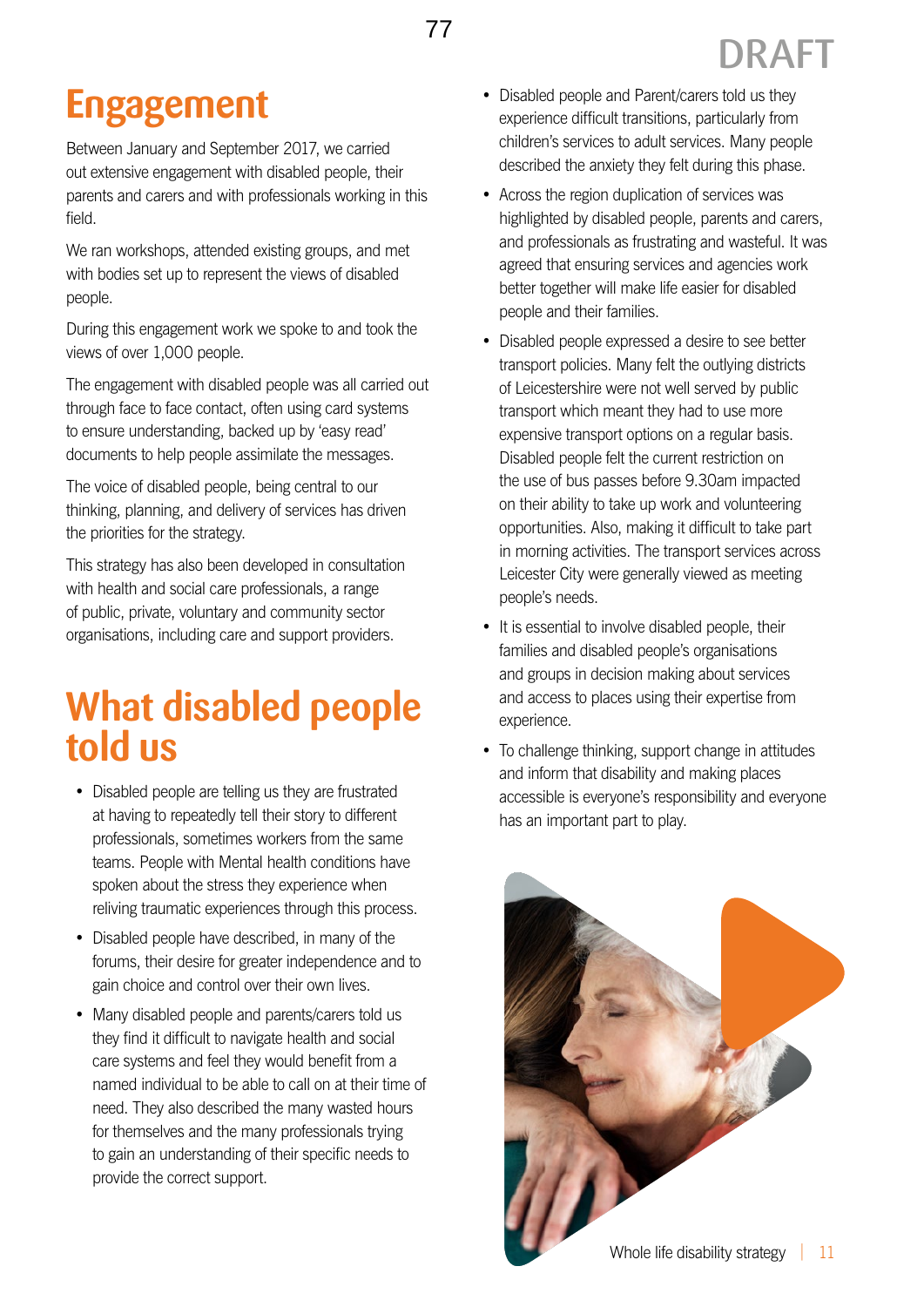# Engagement

Between January and September 2017, we carried out extensive engagement with disabled people, their parents and carers and with professionals working in this field.

We ran workshops, attended existing groups, and met with bodies set up to represent the views of disabled people.

During this engagement work we spoke to and took the views of over 1,000 people.

The engagement with disabled people was all carried out through face to face contact, often using card systems to ensure understanding, backed up by 'easy read' documents to help people assimilate the messages.

The voice of disabled people, being central to our thinking, planning, and delivery of services has driven the priorities for the strategy.

This strategy has also been developed in consultation with health and social care professionals, a range of public, private, voluntary and community sector organisations, including care and support providers.

# What disabled people told us

- Disabled people are telling us they are frustrated at having to repeatedly tell their story to different professionals, sometimes workers from the same teams. People with Mental health conditions have spoken about the stress they experience when reliving traumatic experiences through this process.
- Disabled people have described, in many of the forums, their desire for greater independence and to gain choice and control over their own lives.
- Many disabled people and parents/carers told us they find it difficult to navigate health and social care systems and feel they would benefit from a named individual to be able to call on at their time of need. They also described the many wasted hours for themselves and the many professionals trying to gain an understanding of their specific needs to provide the correct support.
- Disabled people and Parent/carers told us they experience difficult transitions, particularly from children's services to adult services. Many people described the anxiety they felt during this phase.
- Across the region duplication of services was highlighted by disabled people, parents and carers, and professionals as frustrating and wasteful. It was agreed that ensuring services and agencies work better together will make life easier for disabled people and their families.
- Disabled people expressed a desire to see better transport policies. Many felt the outlying districts of Leicestershire were not well served by public transport which meant they had to use more expensive transport options on a regular basis. Disabled people felt the current restriction on the use of bus passes before 9.30am impacted on their ability to take up work and volunteering opportunities. Also, making it difficult to take part in morning activities. The transport services across Leicester City were generally viewed as meeting people's needs.
- It is essential to involve disabled people, their families and disabled people's organisations and groups in decision making about services and access to places using their expertise from experience.
- To challenge thinking, support change in attitudes and inform that disability and making places accessible is everyone's responsibility and everyone has an important part to play.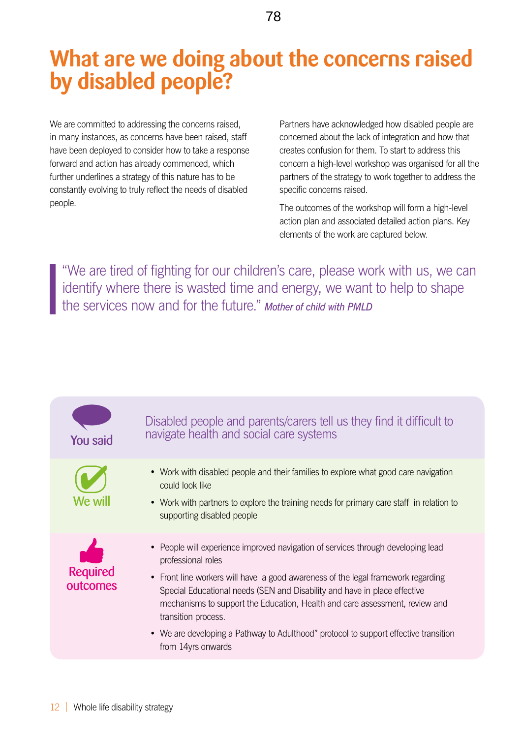# What are we doing about the concerns raised by disabled people?

We are committed to addressing the concerns raised, in many instances, as concerns have been raised, staff have been deployed to consider how to take a response forward and action has already commenced, which further underlines a strategy of this nature has to be constantly evolving to truly reflect the needs of disabled people.

Partners have acknowledged how disabled people are concerned about the lack of integration and how that creates confusion for them. To start to address this concern a high-level workshop was organised for all the partners of the strategy to work together to address the specific concerns raised.

The outcomes of the workshop will form a high-level action plan and associated detailed action plans. Key elements of the work are captured below.

> "We are tired of fighting for our children's care, please work with us, we can identify where there is wasted time and energy, we want to help to shape the services now and for the future." *Mother of child with PMLD*

**You said**

Disabled people and parents/carers tell us they find it difficult to navigate health and social care systems

**We will**

- Work with disabled people and their families to explore what good care navigation could look like
- Work with partners to explore the training needs for primary care staff in relation to supporting disabled people

**Required outcomes**

- People will experience improved navigation of services through developing lead professional roles
- Front line workers will have a good awareness of the legal framework regarding Special Educational needs (SEN and Disability and have in place effective mechanisms to support the Education, Health and care assessment, review and transition process.
- We are developing a Pathway to Adulthood" protocol to support effective transition from 14yrs onwards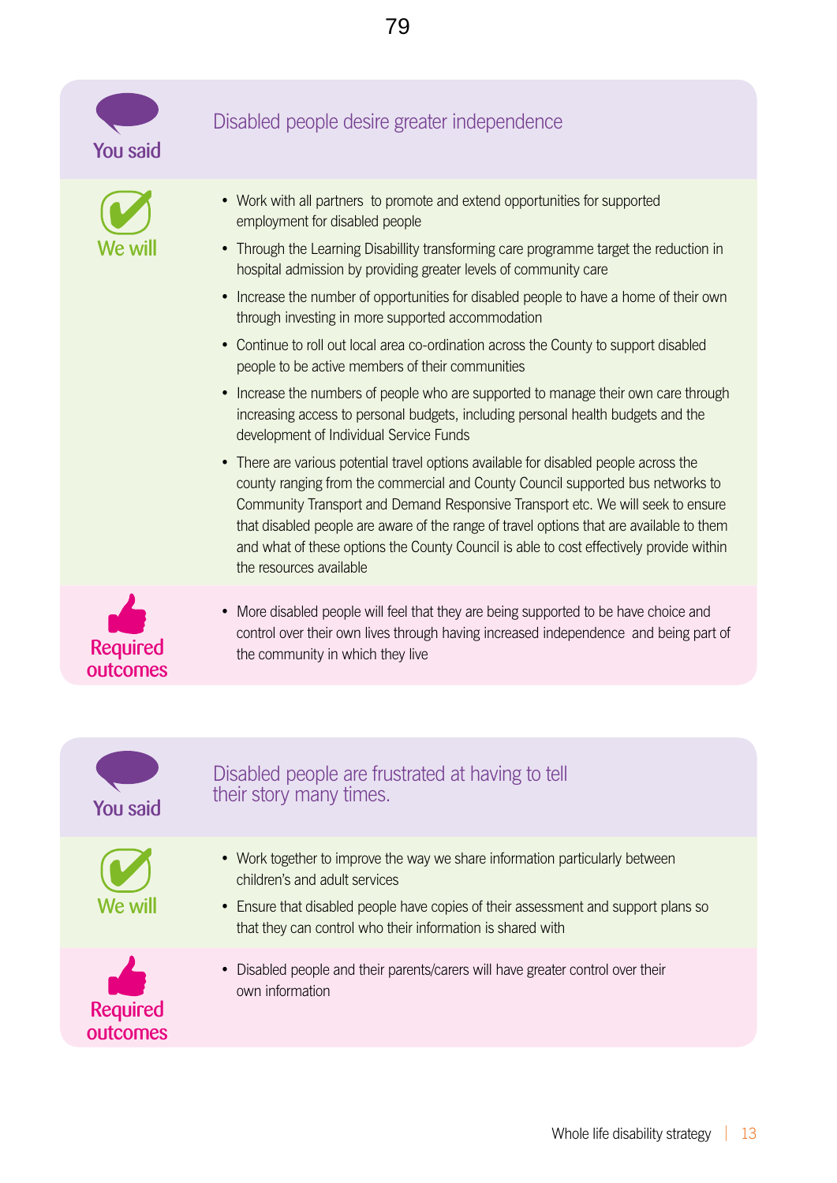**You said**

## Disabled people desire greater independence

**We will**

- Work with all partners to promote and extend opportunities for supported employment for disabled people
- Through the Learning Disabillity transforming care programme target the reduction in hospital admission by providing greater levels of community care
- Increase the number of opportunities for disabled people to have a home of their own through investing in more supported accommodation
- Continue to roll out local area co-ordination across the County to support disabled people to be active members of their communities
- Increase the numbers of people who are supported to manage their own care through increasing access to personal budgets, including personal health budgets and the development of Individual Service Funds
- There are various potential travel options available for disabled people across the county ranging from the commercial and County Council supported bus networks to Community Transport and Demand Responsive Transport etc. We will seek to ensure that disabled people are aware of the range of travel options that are available to them and what of these options the County Council is able to cost effectively provide within the resources available

**Required outcomes**

- More disabled people will feel that they are being supported to be have choice and control over their own lives through having increased independence and being part of the community in which they live

**You said**

## Disabled people are frustrated at having to tell their story many times.

**We will**

- Work together to improve the way we share information particularly between children's and adult services
- Ensure that disabled people have copies of their assessment and support plans so that they can control who their information is shared with

**Required outcomes**

- Disabled people and their parents/carers will have greater control over their own information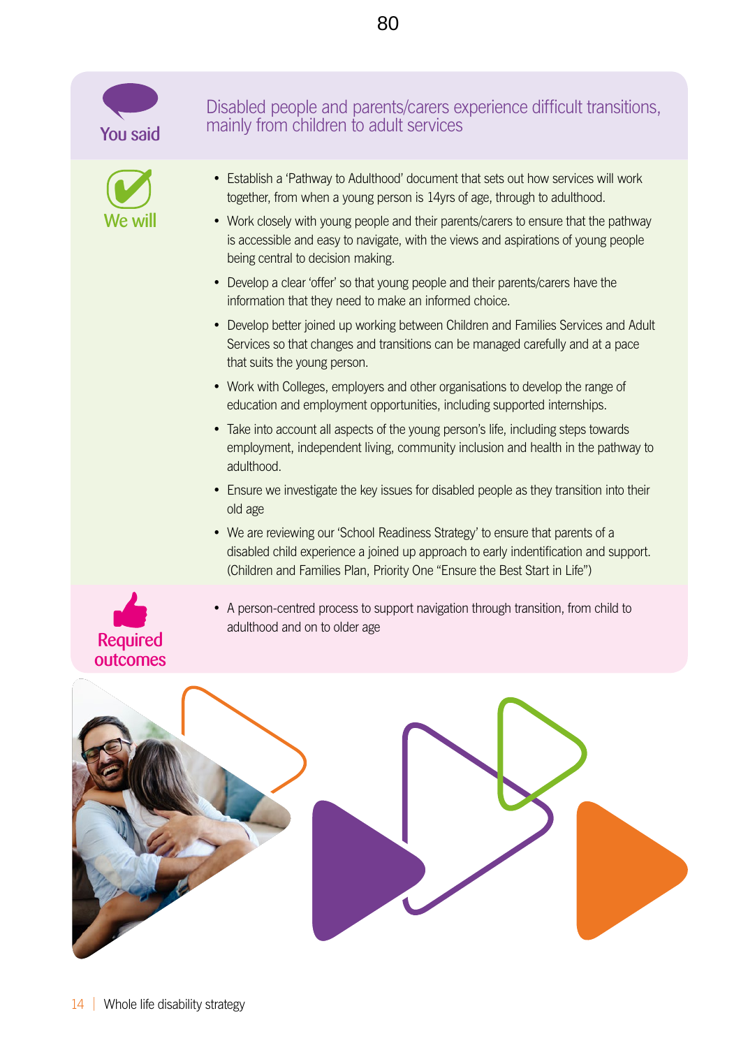**You said**

Disabled people and parents/carers experience difficult transitions, mainly from children to adult services

**We will**

- Establish a 'Pathway to Adulthood' document that sets out how services will work together, from when a young person is 14yrs of age, through to adulthood.
- Work closely with young people and their parents/carers to ensure that the pathway is accessible and easy to navigate, with the views and aspirations of young people being central to decision making.
- Develop a clear 'offer' so that young people and their parents/carers have the information that they need to make an informed choice.
- Develop better joined up working between Children and Families Services and Adult Services so that changes and transitions can be managed carefully and at a pace that suits the young person.
- Work with Colleges, employers and other organisations to develop the range of education and employment opportunities, including supported internships.
- Take into account all aspects of the young person's life, including steps towards employment, independent living, community inclusion and health in the pathway to adulthood.
- Ensure we investigate the key issues for disabled people as they transition into their old age
- We are reviewing our 'School Readiness Strategy' to ensure that parents of a disabled child experience a joined up approach to early indentification and support. (Children and Families Plan, Priority One "Ensure the Best Start in Life")

**Required outcomes**

- A person-centred process to support navigation through transition, from child to adulthood and on to older age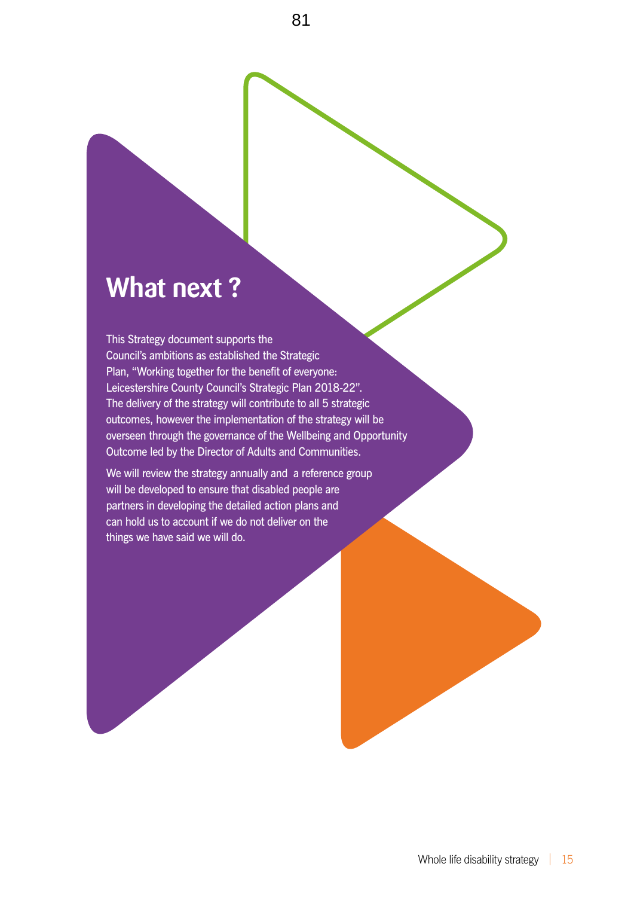# What next ?

This Strategy document supports the Council's ambitions as established the Strategic Plan, "Working together for the benefit of everyone: Leicestershire County Council's Strategic Plan 2018-22". The delivery of the strategy will contribute to all 5 strategic outcomes, however the implementation of the strategy will be overseen through the governance of the Wellbeing and Opportunity Outcome led by the Director of Adults and Communities.

We will review the strategy annually and a reference group will be developed to ensure that disabled people are partners in developing the detailed action plans and can hold us to account if we do not deliver on the things we have said we will do.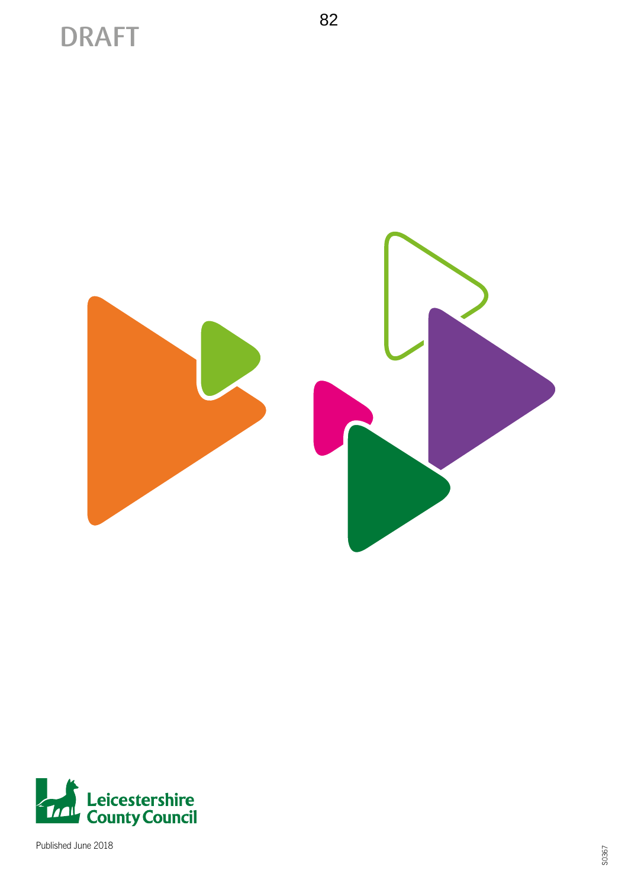DRAFT

Leicestershire County Council

Published June 2018

S0367